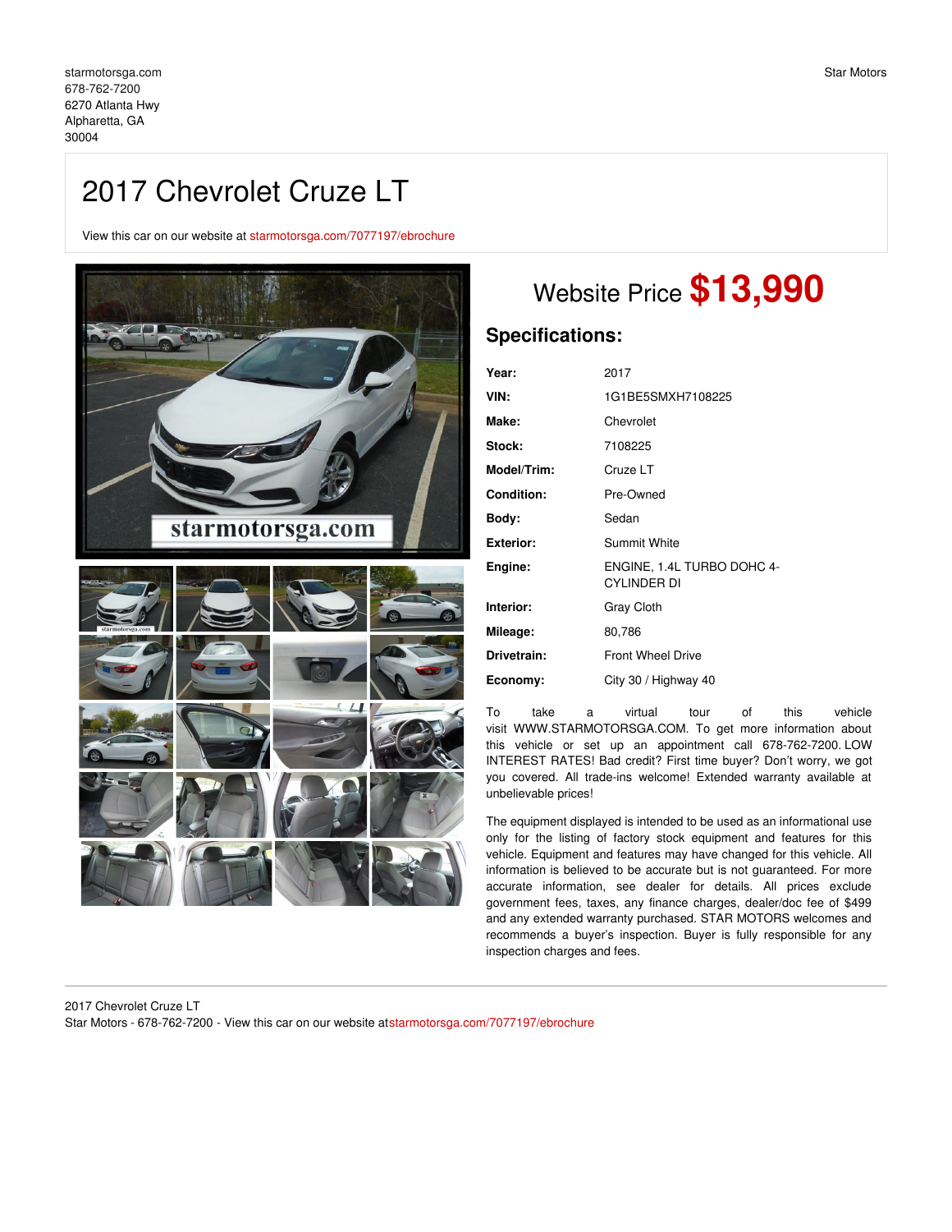starmotorsga.com
678-762-7200
6270 Atlanta Hwy
Alpharetta, GA
30004

Star Motors

# 2017 Chevrolet Cruze LT

View this car on our website at starmotorsga.com/7077197/ebrochure

## Website Price **$13,990**

## Specifications:

| | |
|---|---|
| **Year:** | 2017 |
| **VIN:** | 1G1BE5SMXH7108225 |
| **Make:** | Chevrolet |
| **Stock:** | 7108225 |
| **Model/Trim:** | Cruze LT |
| **Condition:** | Pre-Owned |
| **Body:** | Sedan |
| **Exterior:** | Summit White |
| **Engine:** | ENGINE, 1.4L TURBO DOHC 4-CYLINDER DI |
| **Interior:** | Gray Cloth |
| **Mileage:** | 80,786 |
| **Drivetrain:** | Front Wheel Drive |
| **Economy:** | City 30 / Highway 40 |

To take a virtual tour of this vehicle visit WWW.STARMOTORSGA.COM. To get more information about this vehicle or set up an appointment call 678-762-7200. LOW INTEREST RATES! Bad credit? First time buyer? Don't worry, we got you covered. All trade-ins welcome! Extended warranty available at unbelievable prices!

The equipment displayed is intended to be used as an informational use only for the listing of factory stock equipment and features for this vehicle. Equipment and features may have changed for this vehicle. All information is believed to be accurate but is not guaranteed. For more accurate information, see dealer for details. All prices exclude government fees, taxes, any finance charges, dealer/doc fee of $499 and any extended warranty purchased. STAR MOTORS welcomes and recommends a buyer's inspection. Buyer is fully responsible for any inspection charges and fees.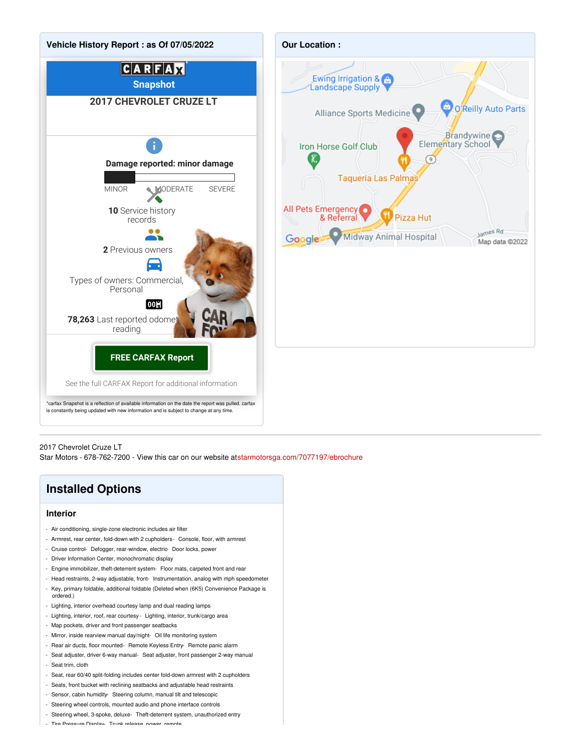## Vehicle History Report : as Of 07/05/2022

CARFAX Snapshot

**2017 CHEVROLET CRUZE LT**

**Damage reported: minor damage**

MINOR MODERATE SEVERE

**10** Service history records

**2** Previous owners

Types of owners: Commercial, Personal

**78,263** Last reported odometer reading

**FREE CARFAX Report**

See the full CARFAX Report for additional information

*carfax Snapshot is a reflection of available information on the date the report was pulled. carfax is constantly being updated with new information and is subject to change at any time.

## Our Location :

Ewing Irrigation & Landscape Supply
Alliance Sports Medicine
O'Reilly Auto Parts
Brandywine Elementary School
Iron Horse Golf Club
Taqueria Las Palmas
All Pets Emergency & Referral
Pizza Hut
Midway Animal Hospital
James Rd
Map data ©2022

---

2017 Chevrolet Cruze LT
Star Motors - 678-762-7200 - View this car on our website atstarmotorsga.com/7077197/ebrochure

# Installed Options

### Interior

- Air conditioning, single-zone electronic includes air filter
- Armrest, rear center, fold-down with 2 cupholders
- Console, floor, with armrest
- Cruise control
- Defogger, rear-window, electric
- Door locks, power
- Driver Information Center, monochromatic display
- Engine immobilizer, theft-deterrent system
- Floor mats, carpeted front and rear
- Head restraints, 2-way adjustable, front
- Instrumentation, analog with mph speedometer
- Key, primary foldable, additional foldable (Deleted when (6K5) Convenience Package is ordered.)
- Lighting, interior overhead courtesy lamp and dual reading lamps
- Lighting, interior, roof, rear courtesy
- Lighting, interior, trunk/cargo area
- Map pockets, driver and front passenger seatbacks
- Mirror, inside rearview manual day/night
- Oil life monitoring system
- Rear air ducts, floor mounted
- Remote Keyless Entry
- Remote panic alarm
- Seat adjuster, driver 6-way manual
- Seat adjuster, front passenger 2-way manual
- Seat trim, cloth
- Seat, rear 60/40 split-folding includes center fold-down armrest with 2 cupholders
- Seats, front bucket with reclining seatbacks and adjustable head restraints
- Sensor, cabin humidity
- Steering column, manual tilt and telescopic
- Steering wheel controls, mounted audio and phone interface controls
- Steering wheel, 3-spoke, deluxe
- Theft-deterrent system, unauthorized entry
- Tire Pressure Display
- Trunk release, power, remote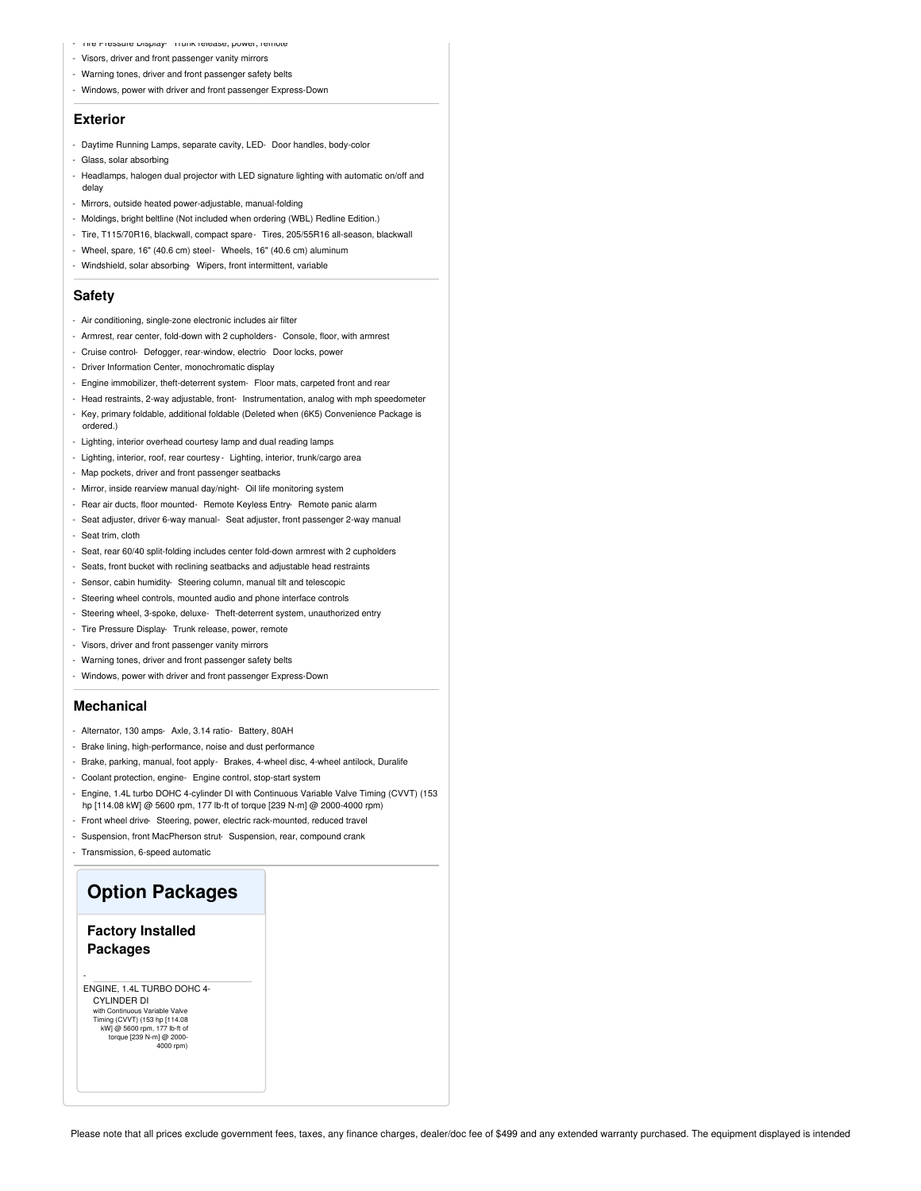- Tire Pressure Display- Trunk release, power, remote
- Visors, driver and front passenger vanity mirrors
- Warning tones, driver and front passenger safety belts
- Windows, power with driver and front passenger Express-Down

### Exterior

- Daytime Running Lamps, separate cavity, LED- Door handles, body-color
- Glass, solar absorbing
- Headlamps, halogen dual projector with LED signature lighting with automatic on/off and delay
- Mirrors, outside heated power-adjustable, manual-folding
- Moldings, bright beltline (Not included when ordering (WBL) Redline Edition.)
- Tire, T115/70R16, blackwall, compact spare- Tires, 205/55R16 all-season, blackwall
- Wheel, spare, 16" (40.6 cm) steel- Wheels, 16" (40.6 cm) aluminum
- Windshield, solar absorbing- Wipers, front intermittent, variable

### Safety

- Air conditioning, single-zone electronic includes air filter
- Armrest, rear center, fold-down with 2 cupholders- Console, floor, with armrest
- Cruise control- Defogger, rear-window, electric- Door locks, power
- Driver Information Center, monochromatic display
- Engine immobilizer, theft-deterrent system- Floor mats, carpeted front and rear
- Head restraints, 2-way adjustable, front- Instrumentation, analog with mph speedometer
- Key, primary foldable, additional foldable (Deleted when (6K5) Convenience Package is ordered.)
- Lighting, interior overhead courtesy lamp and dual reading lamps
- Lighting, interior, roof, rear courtesy- Lighting, interior, trunk/cargo area
- Map pockets, driver and front passenger seatbacks
- Mirror, inside rearview manual day/night- Oil life monitoring system
- Rear air ducts, floor mounted- Remote Keyless Entry- Remote panic alarm
- Seat adjuster, driver 6-way manual- Seat adjuster, front passenger 2-way manual
- Seat trim, cloth
- Seat, rear 60/40 split-folding includes center fold-down armrest with 2 cupholders
- Seats, front bucket with reclining seatbacks and adjustable head restraints
- Sensor, cabin humidity- Steering column, manual tilt and telescopic
- Steering wheel controls, mounted audio and phone interface controls
- Steering wheel, 3-spoke, deluxe- Theft-deterrent system, unauthorized entry
- Tire Pressure Display- Trunk release, power, remote
- Visors, driver and front passenger vanity mirrors
- Warning tones, driver and front passenger safety belts
- Windows, power with driver and front passenger Express-Down

### Mechanical

- Alternator, 130 amps- Axle, 3.14 ratio- Battery, 80AH
- Brake lining, high-performance, noise and dust performance
- Brake, parking, manual, foot apply- Brakes, 4-wheel disc, 4-wheel antilock, Duralife
- Coolant protection, engine- Engine control, stop-start system
- Engine, 1.4L turbo DOHC 4-cylinder DI with Continuous Variable Valve Timing (CVVT) (153 hp [114.08 kW] @ 5600 rpm, 177 lb-ft of torque [239 N-m] @ 2000-4000 rpm)
- Front wheel drive- Steering, power, electric rack-mounted, reduced travel
- Suspension, front MacPherson strut- Suspension, rear, compound crank
- Transmission, 6-speed automatic

## Option Packages

### Factory Installed Packages

-

ENGINE, 1.4L TURBO DOHC 4-CYLINDER DI
with Continuous Variable Valve Timing (CVVT) (153 hp [114.08 kW] @ 5600 rpm, 177 lb-ft of torque [239 N-m] @ 2000-4000 rpm)

Please note that all prices exclude government fees, taxes, any finance charges, dealer/doc fee of $499 and any extended warranty purchased. The equipment displayed is intended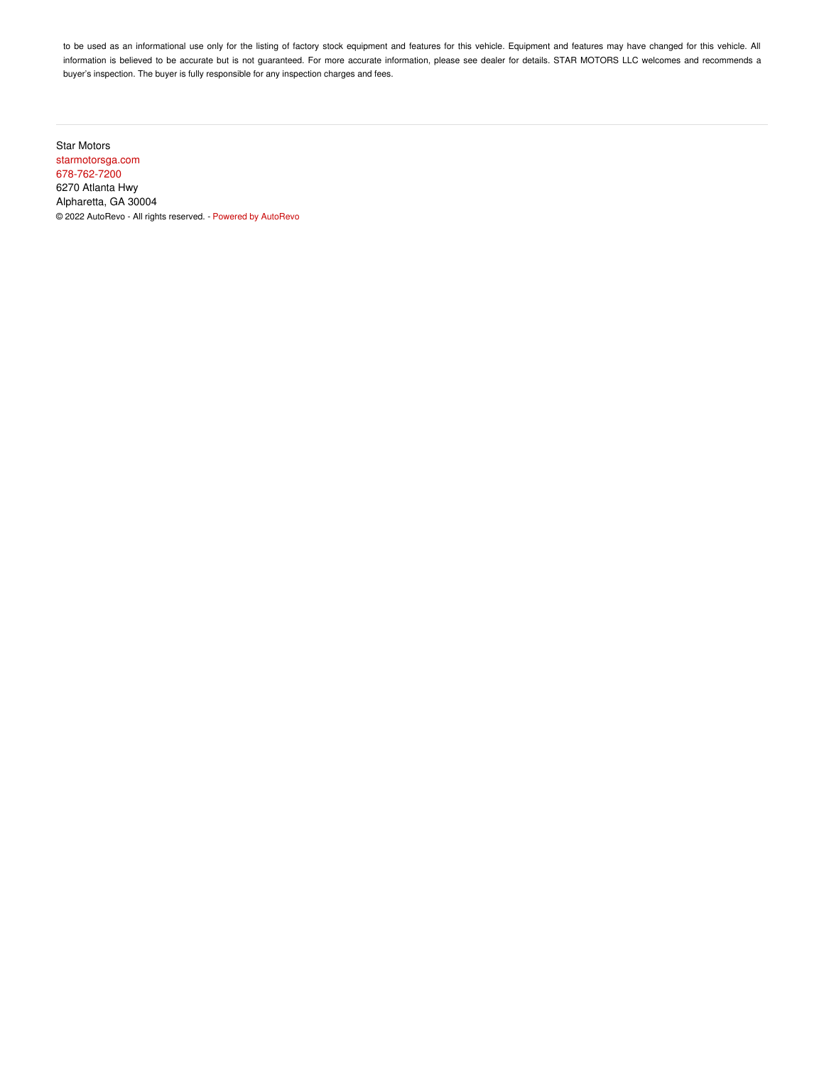to be used as an informational use only for the listing of factory stock equipment and features for this vehicle. Equipment and features may have changed for this vehicle. All information is believed to be accurate but is not guaranteed. For more accurate information, please see dealer for details. STAR MOTORS LLC welcomes and recommends a buyer's inspection. The buyer is fully responsible for any inspection charges and fees.

---

Star Motors
starmotorsga.com
678-762-7200
6270 Atlanta Hwy
Alpharetta, GA 30004

© 2022 AutoRevo - All rights reserved. - Powered by AutoRevo